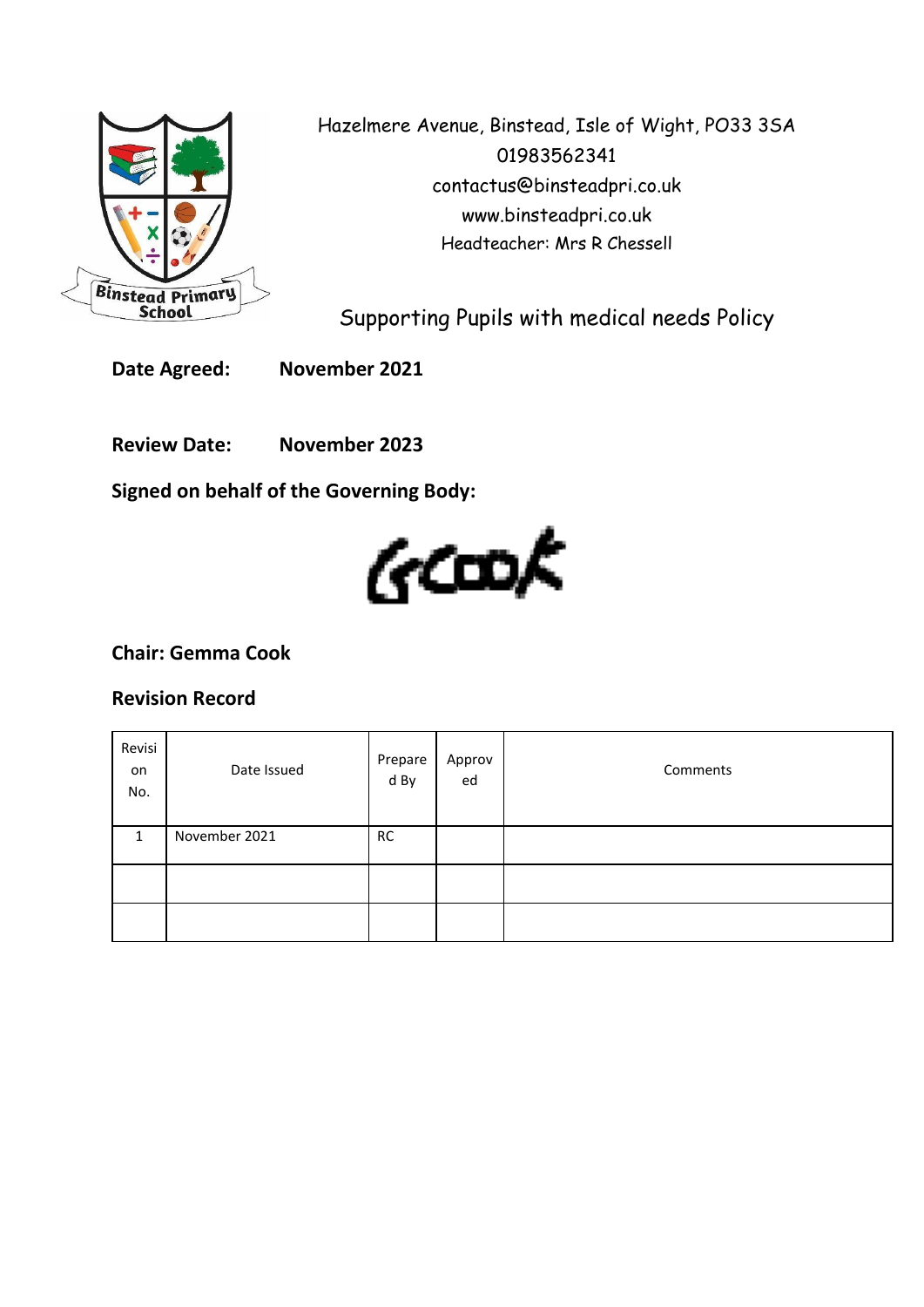Hazelmere Avenue, Binstead, Isle of Wight, PO33 3SA
01983562341
contactus@binsteadpri.co.uk
www.binsteadpri.co.uk
Headteacher: Mrs R Chessell

# Supporting Pupils with medical needs Policy

**Date Agreed:** **November 2021**

**Review Date:** **November 2023**

**Signed on behalf of the Governing Body:**

GCook

**Chair: Gemma Cook**

## Revision Record

| Revision No. | Date Issued | Prepared By | Approved | Comments |
|---|---|---|---|---|
| 1 | November 2021 | RC | | |
| | | | | |
| | | | | |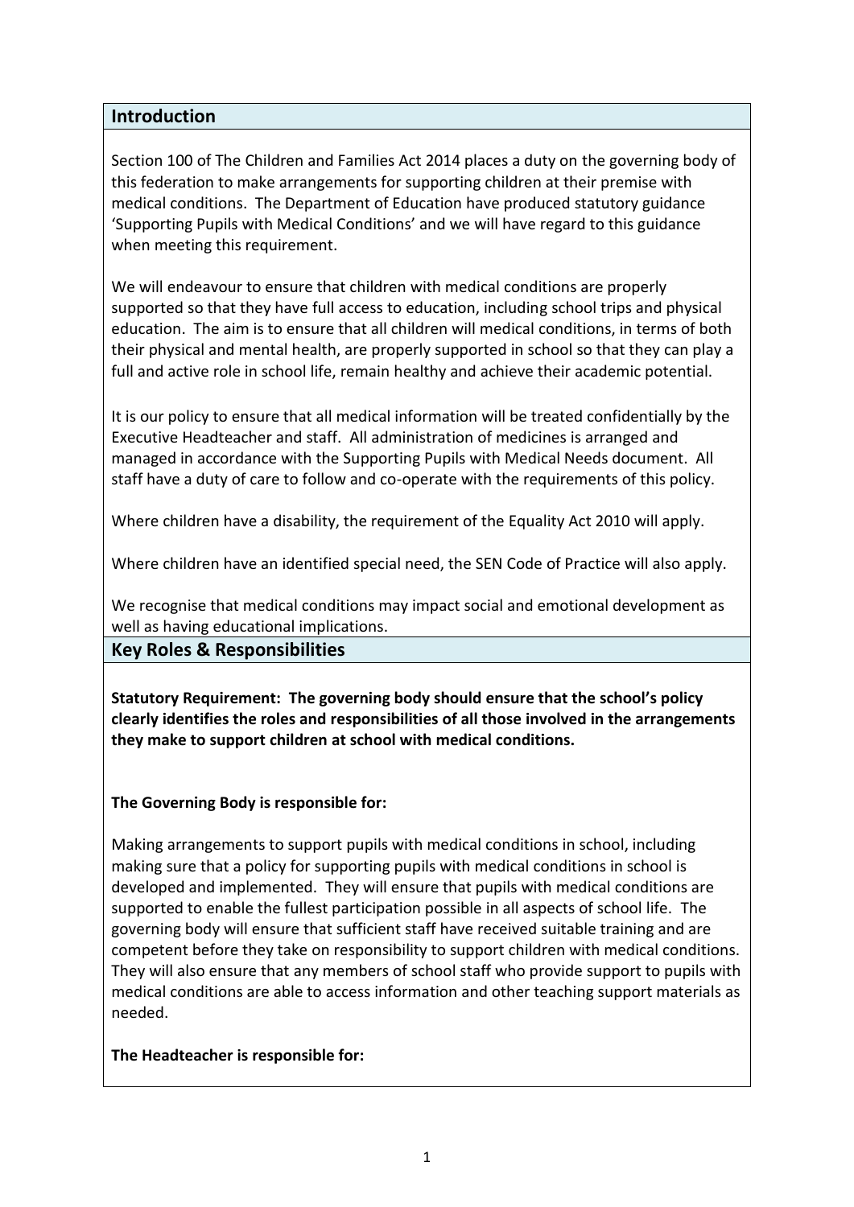## Introduction

Section 100 of The Children and Families Act 2014 places a duty on the governing body of this federation to make arrangements for supporting children at their premise with medical conditions. The Department of Education have produced statutory guidance 'Supporting Pupils with Medical Conditions' and we will have regard to this guidance when meeting this requirement.

We will endeavour to ensure that children with medical conditions are properly supported so that they have full access to education, including school trips and physical education. The aim is to ensure that all children will medical conditions, in terms of both their physical and mental health, are properly supported in school so that they can play a full and active role in school life, remain healthy and achieve their academic potential.

It is our policy to ensure that all medical information will be treated confidentially by the Executive Headteacher and staff. All administration of medicines is arranged and managed in accordance with the Supporting Pupils with Medical Needs document. All staff have a duty of care to follow and co-operate with the requirements of this policy.

Where children have a disability, the requirement of the Equality Act 2010 will apply.

Where children have an identified special need, the SEN Code of Practice will also apply.

We recognise that medical conditions may impact social and emotional development as well as having educational implications.

## Key Roles & Responsibilities

**Statutory Requirement: The governing body should ensure that the school's policy clearly identifies the roles and responsibilities of all those involved in the arrangements they make to support children at school with medical conditions.**

**The Governing Body is responsible for:**

Making arrangements to support pupils with medical conditions in school, including making sure that a policy for supporting pupils with medical conditions in school is developed and implemented. They will ensure that pupils with medical conditions are supported to enable the fullest participation possible in all aspects of school life. The governing body will ensure that sufficient staff have received suitable training and are competent before they take on responsibility to support children with medical conditions. They will also ensure that any members of school staff who provide support to pupils with medical conditions are able to access information and other teaching support materials as needed.

**The Headteacher is responsible for:**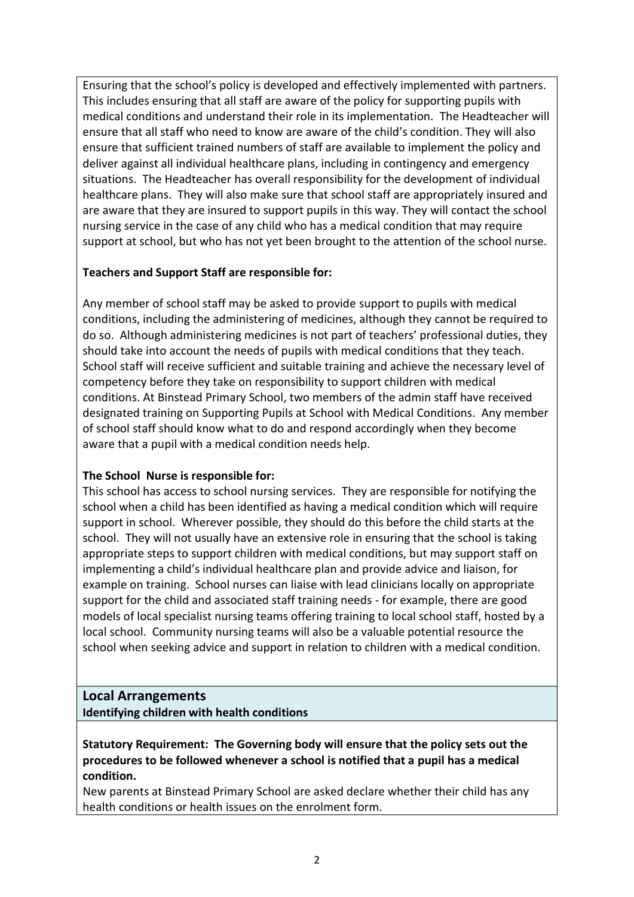Ensuring that the school's policy is developed and effectively implemented with partners. This includes ensuring that all staff are aware of the policy for supporting pupils with medical conditions and understand their role in its implementation. The Headteacher will ensure that all staff who need to know are aware of the child's condition. They will also ensure that sufficient trained numbers of staff are available to implement the policy and deliver against all individual healthcare plans, including in contingency and emergency situations. The Headteacher has overall responsibility for the development of individual healthcare plans. They will also make sure that school staff are appropriately insured and are aware that they are insured to support pupils in this way. They will contact the school nursing service in the case of any child who has a medical condition that may require support at school, but who has not yet been brought to the attention of the school nurse.

**Teachers and Support Staff are responsible for:**

Any member of school staff may be asked to provide support to pupils with medical conditions, including the administering of medicines, although they cannot be required to do so. Although administering medicines is not part of teachers' professional duties, they should take into account the needs of pupils with medical conditions that they teach. School staff will receive sufficient and suitable training and achieve the necessary level of competency before they take on responsibility to support children with medical conditions. At Binstead Primary School, two members of the admin staff have received designated training on Supporting Pupils at School with Medical Conditions. Any member of school staff should know what to do and respond accordingly when they become aware that a pupil with a medical condition needs help.

**The School Nurse is responsible for:**

This school has access to school nursing services. They are responsible for notifying the school when a child has been identified as having a medical condition which will require support in school. Wherever possible, they should do this before the child starts at the school. They will not usually have an extensive role in ensuring that the school is taking appropriate steps to support children with medical conditions, but may support staff on implementing a child's individual healthcare plan and provide advice and liaison, for example on training. School nurses can liaise with lead clinicians locally on appropriate support for the child and associated staff training needs - for example, there are good models of local specialist nursing teams offering training to local school staff, hosted by a local school. Community nursing teams will also be a valuable potential resource the school when seeking advice and support in relation to children with a medical condition.

## Local Arrangements

**Identifying children with health conditions**

**Statutory Requirement: The Governing body will ensure that the policy sets out the procedures to be followed whenever a school is notified that a pupil has a medical condition.**

New parents at Binstead Primary School are asked declare whether their child has any health conditions or health issues on the enrolment form.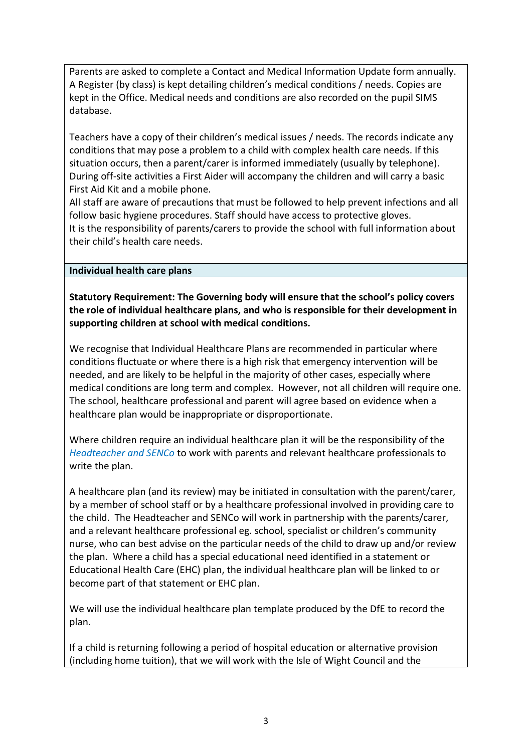Parents are asked to complete a Contact and Medical Information Update form annually. A Register (by class) is kept detailing children's medical conditions / needs. Copies are kept in the Office. Medical needs and conditions are also recorded on the pupil SIMS database.

Teachers have a copy of their children's medical issues / needs. The records indicate any conditions that may pose a problem to a child with complex health care needs. If this situation occurs, then a parent/carer is informed immediately (usually by telephone). During off-site activities a First Aider will accompany the children and will carry a basic First Aid Kit and a mobile phone.
All staff are aware of precautions that must be followed to help prevent infections and all follow basic hygiene procedures. Staff should have access to protective gloves.
It is the responsibility of parents/carers to provide the school with full information about their child's health care needs.

**Individual health care plans**

**Statutory Requirement: The Governing body will ensure that the school's policy covers the role of individual healthcare plans, and who is responsible for their development in supporting children at school with medical conditions.**

We recognise that Individual Healthcare Plans are recommended in particular where conditions fluctuate or where there is a high risk that emergency intervention will be needed, and are likely to be helpful in the majority of other cases, especially where medical conditions are long term and complex. However, not all children will require one. The school, healthcare professional and parent will agree based on evidence when a healthcare plan would be inappropriate or disproportionate.

Where children require an individual healthcare plan it will be the responsibility of the *Headteacher and SENCo* to work with parents and relevant healthcare professionals to write the plan.

A healthcare plan (and its review) may be initiated in consultation with the parent/carer, by a member of school staff or by a healthcare professional involved in providing care to the child. The Headteacher and SENCo will work in partnership with the parents/carer, and a relevant healthcare professional eg. school, specialist or children's community nurse, who can best advise on the particular needs of the child to draw up and/or review the plan. Where a child has a special educational need identified in a statement or Educational Health Care (EHC) plan, the individual healthcare plan will be linked to or become part of that statement or EHC plan.

We will use the individual healthcare plan template produced by the DfE to record the plan.

If a child is returning following a period of hospital education or alternative provision (including home tuition), that we will work with the Isle of Wight Council and the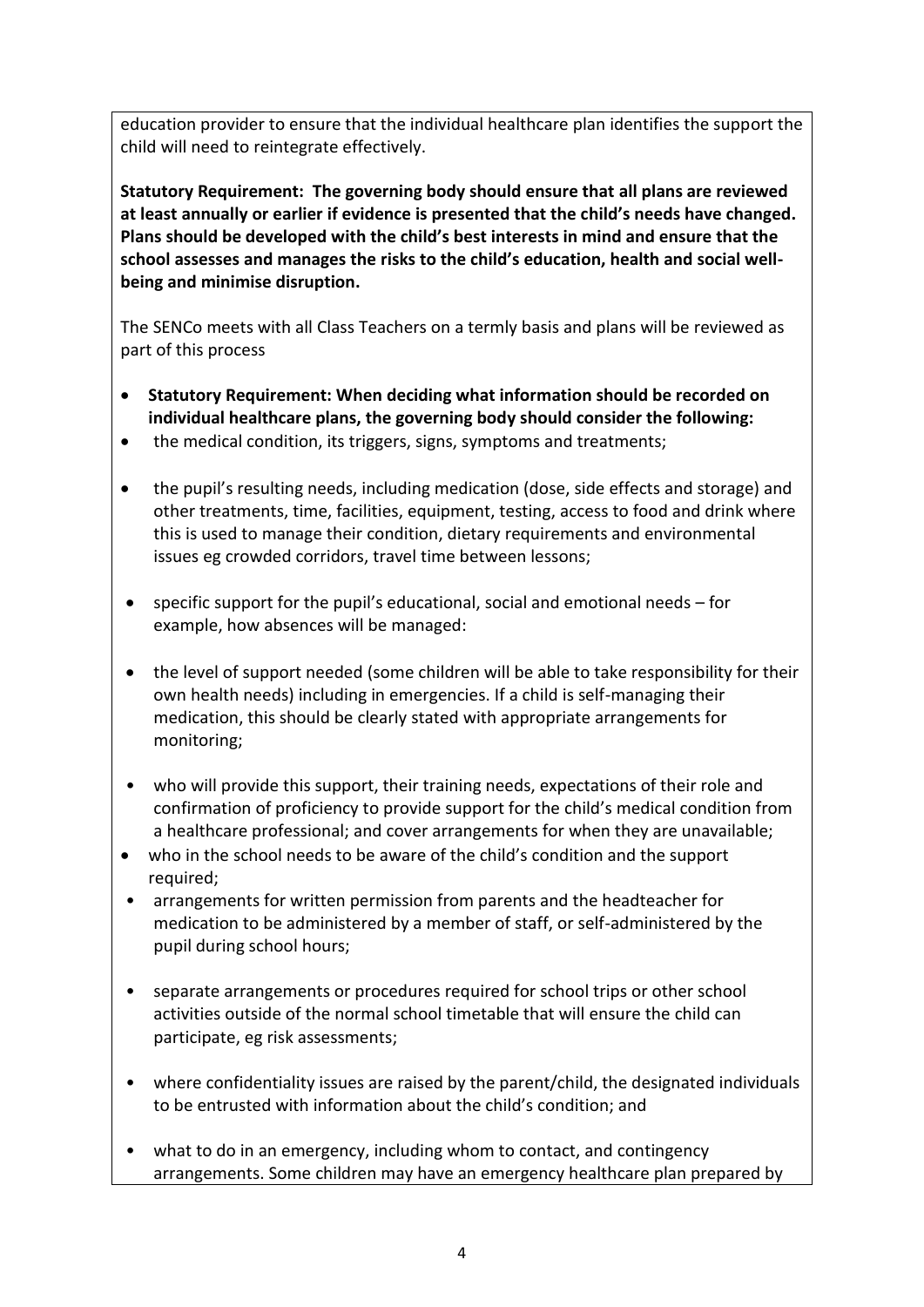education provider to ensure that the individual healthcare plan identifies the support the child will need to reintegrate effectively.

**Statutory Requirement: The governing body should ensure that all plans are reviewed at least annually or earlier if evidence is presented that the child's needs have changed. Plans should be developed with the child's best interests in mind and ensure that the school assesses and manages the risks to the child's education, health and social well-being and minimise disruption.**

The SENCo meets with all Class Teachers on a termly basis and plans will be reviewed as part of this process

- **Statutory Requirement: When deciding what information should be recorded on individual healthcare plans, the governing body should consider the following:**
- the medical condition, its triggers, signs, symptoms and treatments;
- the pupil's resulting needs, including medication (dose, side effects and storage) and other treatments, time, facilities, equipment, testing, access to food and drink where this is used to manage their condition, dietary requirements and environmental issues eg crowded corridors, travel time between lessons;
- specific support for the pupil's educational, social and emotional needs – for example, how absences will be managed:
- the level of support needed (some children will be able to take responsibility for their own health needs) including in emergencies. If a child is self-managing their medication, this should be clearly stated with appropriate arrangements for monitoring;
- who will provide this support, their training needs, expectations of their role and confirmation of proficiency to provide support for the child's medical condition from a healthcare professional; and cover arrangements for when they are unavailable;
- who in the school needs to be aware of the child's condition and the support required;
- arrangements for written permission from parents and the headteacher for medication to be administered by a member of staff, or self-administered by the pupil during school hours;
- separate arrangements or procedures required for school trips or other school activities outside of the normal school timetable that will ensure the child can participate, eg risk assessments;
- where confidentiality issues are raised by the parent/child, the designated individuals to be entrusted with information about the child's condition; and
- what to do in an emergency, including whom to contact, and contingency arrangements. Some children may have an emergency healthcare plan prepared by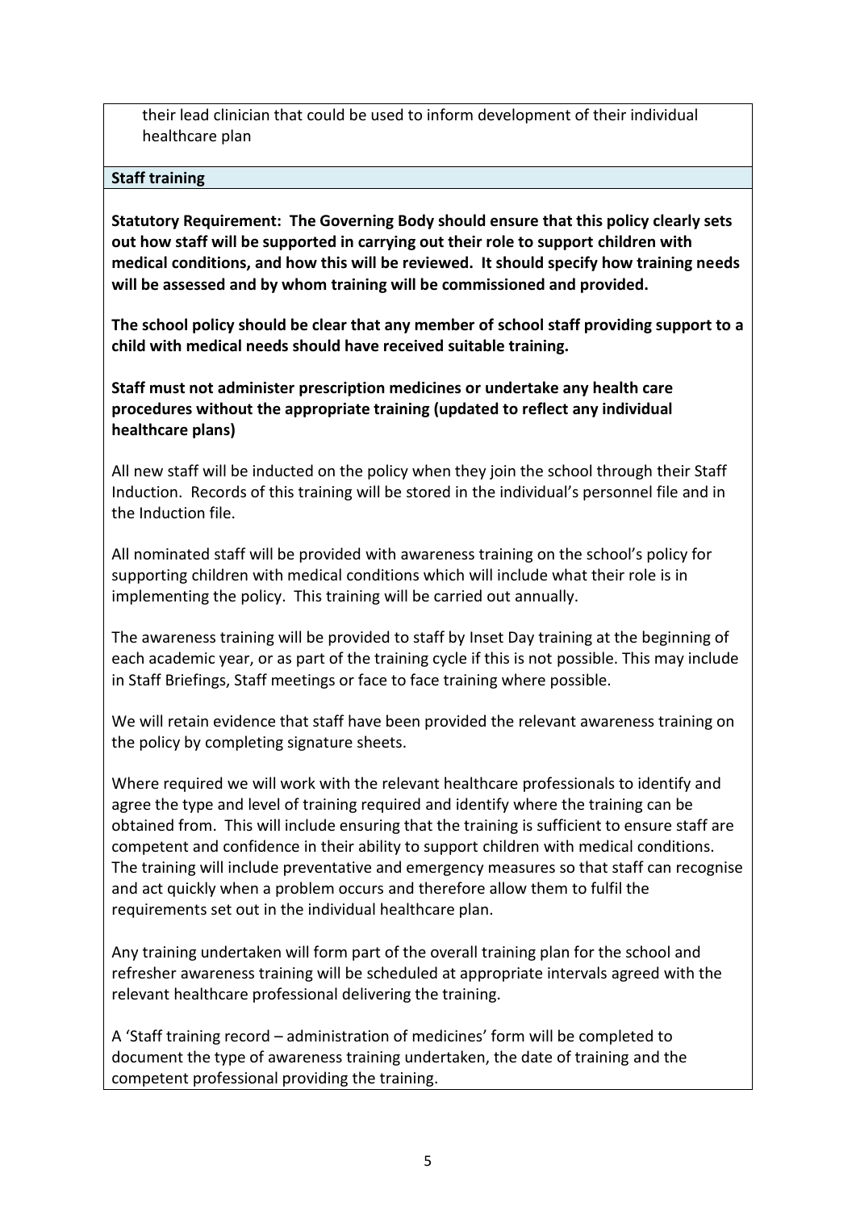their lead clinician that could be used to inform development of their individual healthcare plan

**Staff training**

**Statutory Requirement: The Governing Body should ensure that this policy clearly sets out how staff will be supported in carrying out their role to support children with medical conditions, and how this will be reviewed. It should specify how training needs will be assessed and by whom training will be commissioned and provided.**

**The school policy should be clear that any member of school staff providing support to a child with medical needs should have received suitable training.**

**Staff must not administer prescription medicines or undertake any health care procedures without the appropriate training (updated to reflect any individual healthcare plans)**

All new staff will be inducted on the policy when they join the school through their Staff Induction. Records of this training will be stored in the individual's personnel file and in the Induction file.

All nominated staff will be provided with awareness training on the school's policy for supporting children with medical conditions which will include what their role is in implementing the policy. This training will be carried out annually.

The awareness training will be provided to staff by Inset Day training at the beginning of each academic year, or as part of the training cycle if this is not possible. This may include in Staff Briefings, Staff meetings or face to face training where possible.

We will retain evidence that staff have been provided the relevant awareness training on the policy by completing signature sheets.

Where required we will work with the relevant healthcare professionals to identify and agree the type and level of training required and identify where the training can be obtained from. This will include ensuring that the training is sufficient to ensure staff are competent and confidence in their ability to support children with medical conditions. The training will include preventative and emergency measures so that staff can recognise and act quickly when a problem occurs and therefore allow them to fulfil the requirements set out in the individual healthcare plan.

Any training undertaken will form part of the overall training plan for the school and refresher awareness training will be scheduled at appropriate intervals agreed with the relevant healthcare professional delivering the training.

A 'Staff training record – administration of medicines' form will be completed to document the type of awareness training undertaken, the date of training and the competent professional providing the training.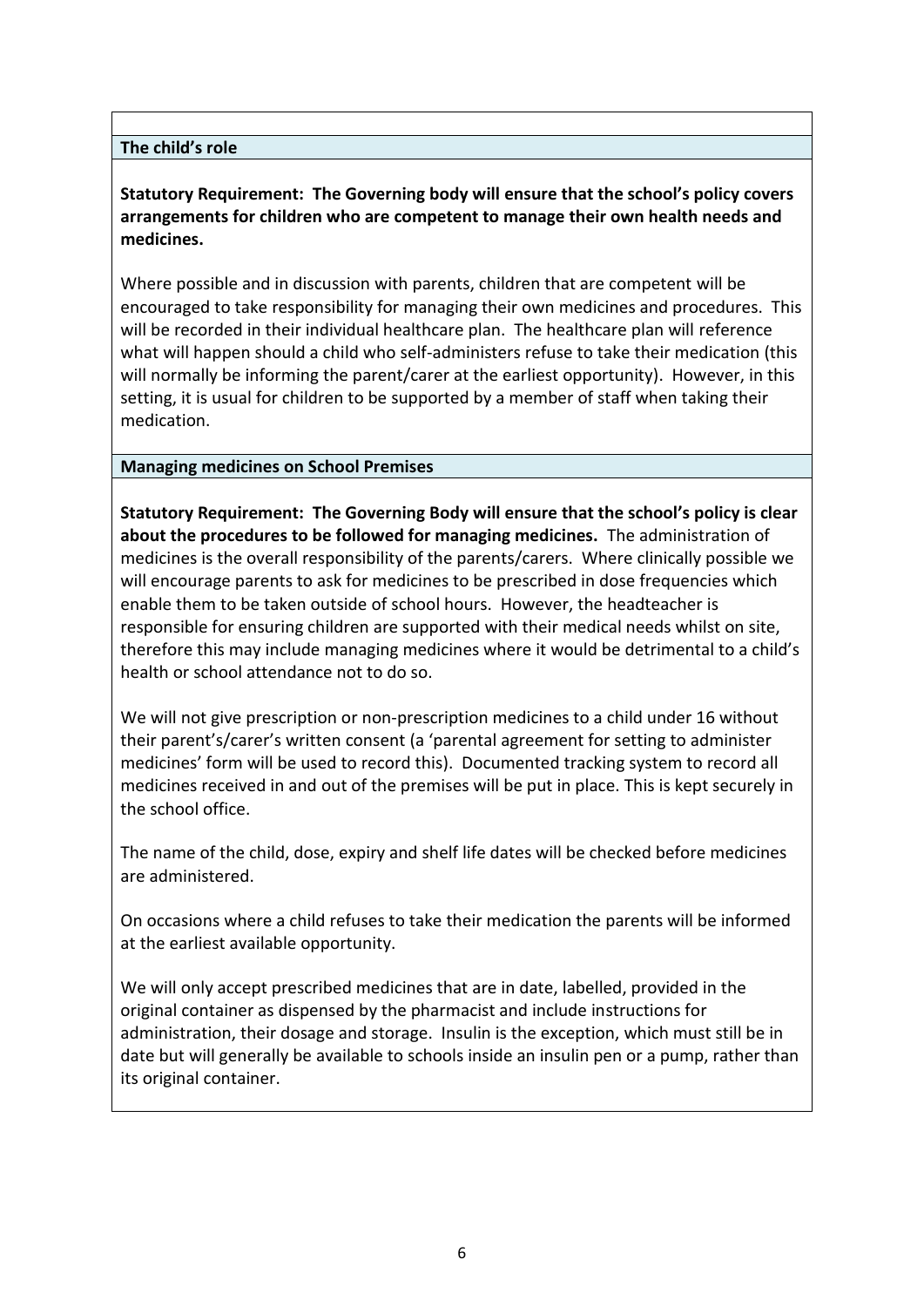## The child's role

**Statutory Requirement: The Governing body will ensure that the school's policy covers arrangements for children who are competent to manage their own health needs and medicines.**

Where possible and in discussion with parents, children that are competent will be encouraged to take responsibility for managing their own medicines and procedures. This will be recorded in their individual healthcare plan. The healthcare plan will reference what will happen should a child who self-administers refuse to take their medication (this will normally be informing the parent/carer at the earliest opportunity). However, in this setting, it is usual for children to be supported by a member of staff when taking their medication.

## Managing medicines on School Premises

**Statutory Requirement: The Governing Body will ensure that the school's policy is clear about the procedures to be followed for managing medicines.** The administration of medicines is the overall responsibility of the parents/carers. Where clinically possible we will encourage parents to ask for medicines to be prescribed in dose frequencies which enable them to be taken outside of school hours. However, the headteacher is responsible for ensuring children are supported with their medical needs whilst on site, therefore this may include managing medicines where it would be detrimental to a child's health or school attendance not to do so.

We will not give prescription or non-prescription medicines to a child under 16 without their parent's/carer's written consent (a 'parental agreement for setting to administer medicines' form will be used to record this). Documented tracking system to record all medicines received in and out of the premises will be put in place. This is kept securely in the school office.

The name of the child, dose, expiry and shelf life dates will be checked before medicines are administered.

On occasions where a child refuses to take their medication the parents will be informed at the earliest available opportunity.

We will only accept prescribed medicines that are in date, labelled, provided in the original container as dispensed by the pharmacist and include instructions for administration, their dosage and storage. Insulin is the exception, which must still be in date but will generally be available to schools inside an insulin pen or a pump, rather than its original container.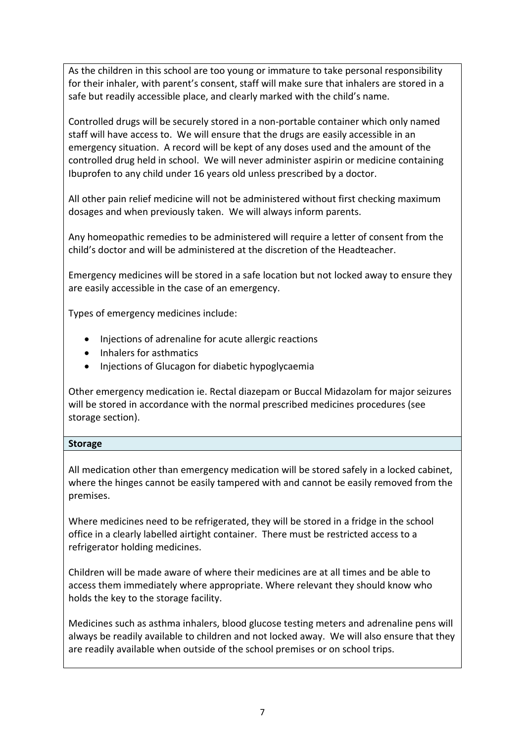As the children in this school are too young or immature to take personal responsibility for their inhaler, with parent's consent, staff will make sure that inhalers are stored in a safe but readily accessible place, and clearly marked with the child's name.

Controlled drugs will be securely stored in a non-portable container which only named staff will have access to. We will ensure that the drugs are easily accessible in an emergency situation. A record will be kept of any doses used and the amount of the controlled drug held in school. We will never administer aspirin or medicine containing Ibuprofen to any child under 16 years old unless prescribed by a doctor.

All other pain relief medicine will not be administered without first checking maximum dosages and when previously taken. We will always inform parents.

Any homeopathic remedies to be administered will require a letter of consent from the child's doctor and will be administered at the discretion of the Headteacher.

Emergency medicines will be stored in a safe location but not locked away to ensure they are easily accessible in the case of an emergency.

Types of emergency medicines include:

- Injections of adrenaline for acute allergic reactions
- Inhalers for asthmatics
- Injections of Glucagon for diabetic hypoglycaemia

Other emergency medication ie. Rectal diazepam or Buccal Midazolam for major seizures will be stored in accordance with the normal prescribed medicines procedures (see storage section).

**Storage**

All medication other than emergency medication will be stored safely in a locked cabinet, where the hinges cannot be easily tampered with and cannot be easily removed from the premises.

Where medicines need to be refrigerated, they will be stored in a fridge in the school office in a clearly labelled airtight container. There must be restricted access to a refrigerator holding medicines.

Children will be made aware of where their medicines are at all times and be able to access them immediately where appropriate. Where relevant they should know who holds the key to the storage facility.

Medicines such as asthma inhalers, blood glucose testing meters and adrenaline pens will always be readily available to children and not locked away. We will also ensure that they are readily available when outside of the school premises or on school trips.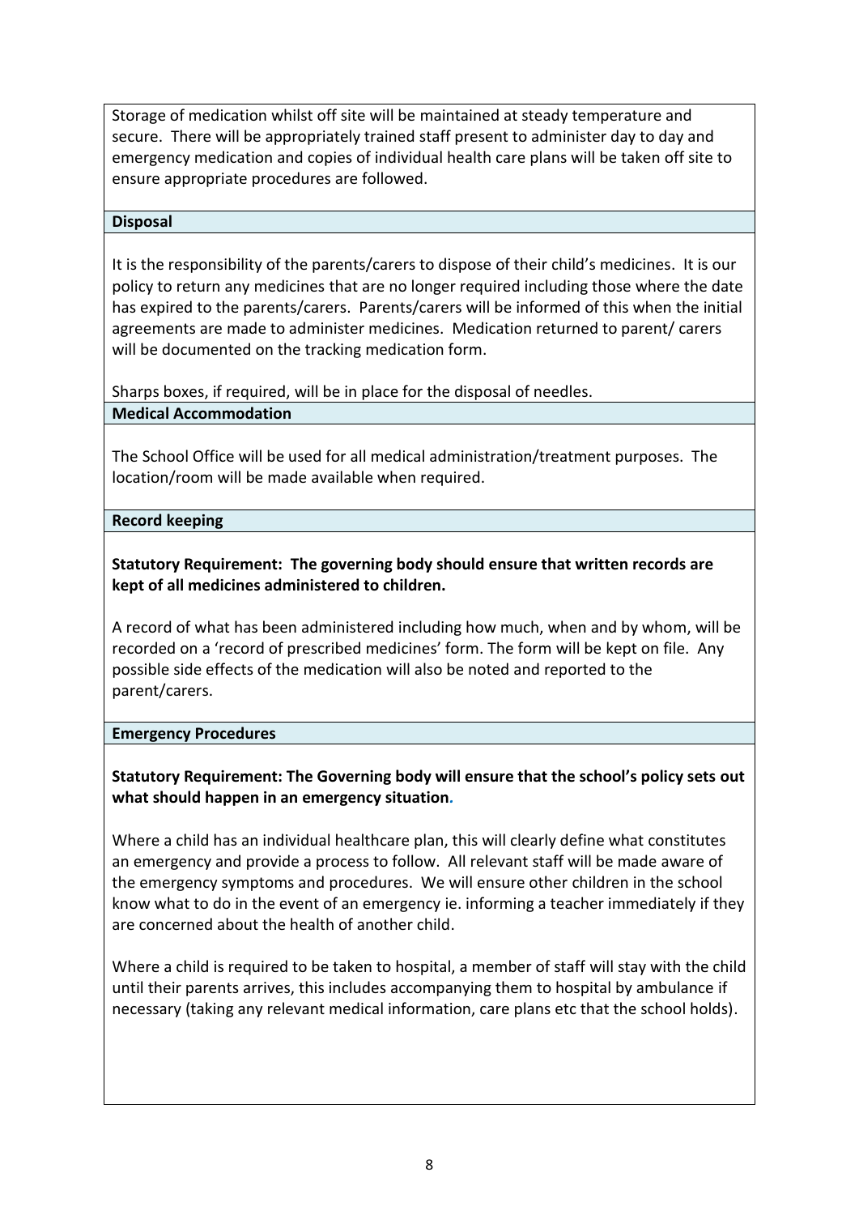Storage of medication whilst off site will be maintained at steady temperature and secure. There will be appropriately trained staff present to administer day to day and emergency medication and copies of individual health care plans will be taken off site to ensure appropriate procedures are followed.

**Disposal**

It is the responsibility of the parents/carers to dispose of their child's medicines. It is our policy to return any medicines that are no longer required including those where the date has expired to the parents/carers. Parents/carers will be informed of this when the initial agreements are made to administer medicines. Medication returned to parent/ carers will be documented on the tracking medication form.

Sharps boxes, if required, will be in place for the disposal of needles.

**Medical Accommodation**

The School Office will be used for all medical administration/treatment purposes. The location/room will be made available when required.

**Record keeping**

**Statutory Requirement: The governing body should ensure that written records are kept of all medicines administered to children.**

A record of what has been administered including how much, when and by whom, will be recorded on a 'record of prescribed medicines' form. The form will be kept on file. Any possible side effects of the medication will also be noted and reported to the parent/carers.

**Emergency Procedures**

**Statutory Requirement: The Governing body will ensure that the school's policy sets out what should happen in an emergency situation.**

Where a child has an individual healthcare plan, this will clearly define what constitutes an emergency and provide a process to follow. All relevant staff will be made aware of the emergency symptoms and procedures. We will ensure other children in the school know what to do in the event of an emergency ie. informing a teacher immediately if they are concerned about the health of another child.

Where a child is required to be taken to hospital, a member of staff will stay with the child until their parents arrives, this includes accompanying them to hospital by ambulance if necessary (taking any relevant medical information, care plans etc that the school holds).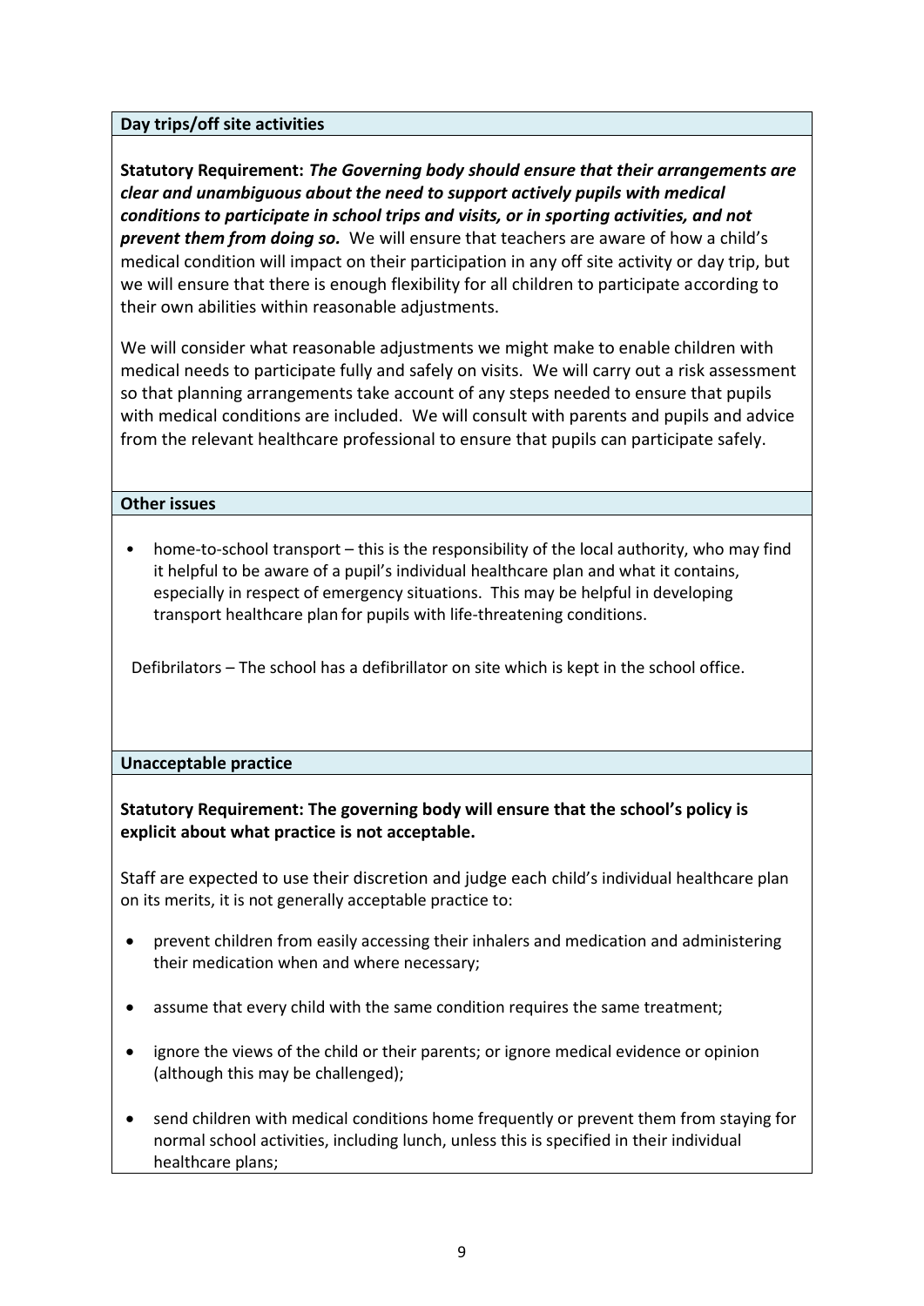**Day trips/off site activities**

**Statutory Requirement:** ***The Governing body should ensure that their arrangements are clear and unambiguous about the need to support actively pupils with medical conditions to participate in school trips and visits, or in sporting activities, and not prevent them from doing so.*** We will ensure that teachers are aware of how a child's medical condition will impact on their participation in any off site activity or day trip, but we will ensure that there is enough flexibility for all children to participate according to their own abilities within reasonable adjustments.

We will consider what reasonable adjustments we might make to enable children with medical needs to participate fully and safely on visits. We will carry out a risk assessment so that planning arrangements take account of any steps needed to ensure that pupils with medical conditions are included. We will consult with parents and pupils and advice from the relevant healthcare professional to ensure that pupils can participate safely.

**Other issues**

- home-to-school transport – this is the responsibility of the local authority, who may find it helpful to be aware of a pupil's individual healthcare plan and what it contains, especially in respect of emergency situations. This may be helpful in developing transport healthcare plan for pupils with life-threatening conditions.

Defibrilators – The school has a defibrillator on site which is kept in the school office.

**Unacceptable practice**

**Statutory Requirement: The governing body will ensure that the school's policy is explicit about what practice is not acceptable.**

Staff are expected to use their discretion and judge each child's individual healthcare plan on its merits, it is not generally acceptable practice to:

- prevent children from easily accessing their inhalers and medication and administering their medication when and where necessary;
- assume that every child with the same condition requires the same treatment;
- ignore the views of the child or their parents; or ignore medical evidence or opinion (although this may be challenged);
- send children with medical conditions home frequently or prevent them from staying for normal school activities, including lunch, unless this is specified in their individual healthcare plans;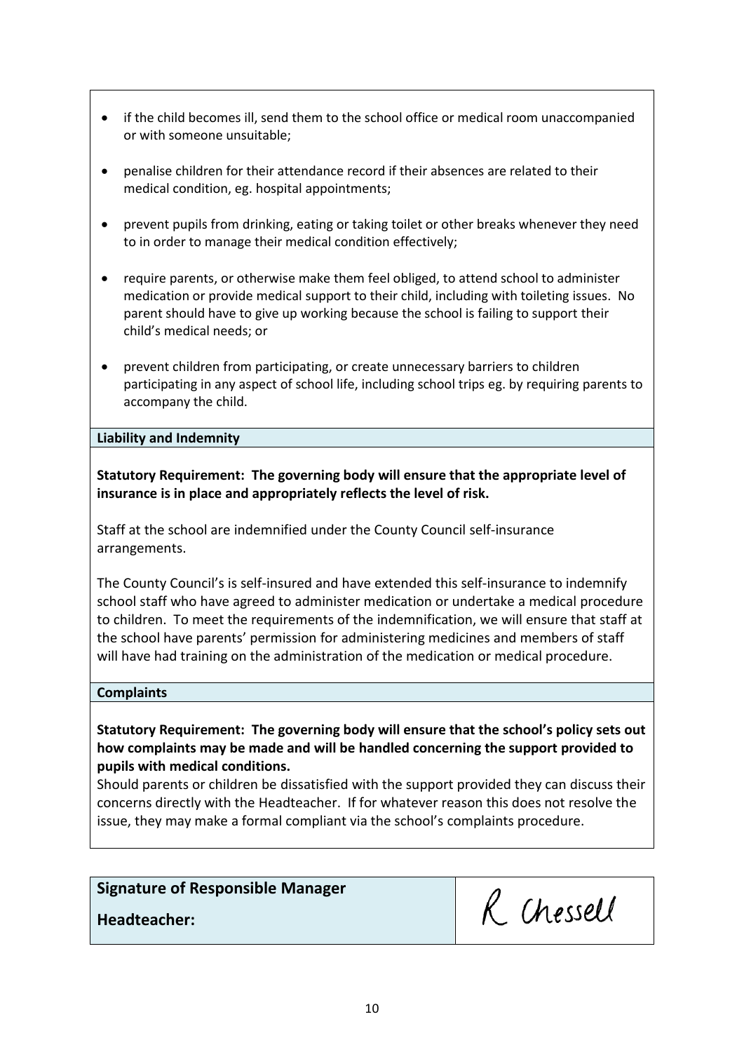- if the child becomes ill, send them to the school office or medical room unaccompanied or with someone unsuitable;
- penalise children for their attendance record if their absences are related to their medical condition, eg. hospital appointments;
- prevent pupils from drinking, eating or taking toilet or other breaks whenever they need to in order to manage their medical condition effectively;
- require parents, or otherwise make them feel obliged, to attend school to administer medication or provide medical support to their child, including with toileting issues. No parent should have to give up working because the school is failing to support their child's medical needs; or
- prevent children from participating, or create unnecessary barriers to children participating in any aspect of school life, including school trips eg. by requiring parents to accompany the child.

**Liability and Indemnity**

**Statutory Requirement: The governing body will ensure that the appropriate level of insurance is in place and appropriately reflects the level of risk.**

Staff at the school are indemnified under the County Council self-insurance arrangements.

The County Council's is self-insured and have extended this self-insurance to indemnify school staff who have agreed to administer medication or undertake a medical procedure to children. To meet the requirements of the indemnification, we will ensure that staff at the school have parents' permission for administering medicines and members of staff will have had training on the administration of the medication or medical procedure.

**Complaints**

**Statutory Requirement: The governing body will ensure that the school's policy sets out how complaints may be made and will be handled concerning the support provided to pupils with medical conditions.**

Should parents or children be dissatisfied with the support provided they can discuss their concerns directly with the Headteacher. If for whatever reason this does not resolve the issue, they may make a formal compliant via the school's complaints procedure.

| **Signature of Responsible Manager**<br>**Headteacher:** | R Chessell |
|---|---|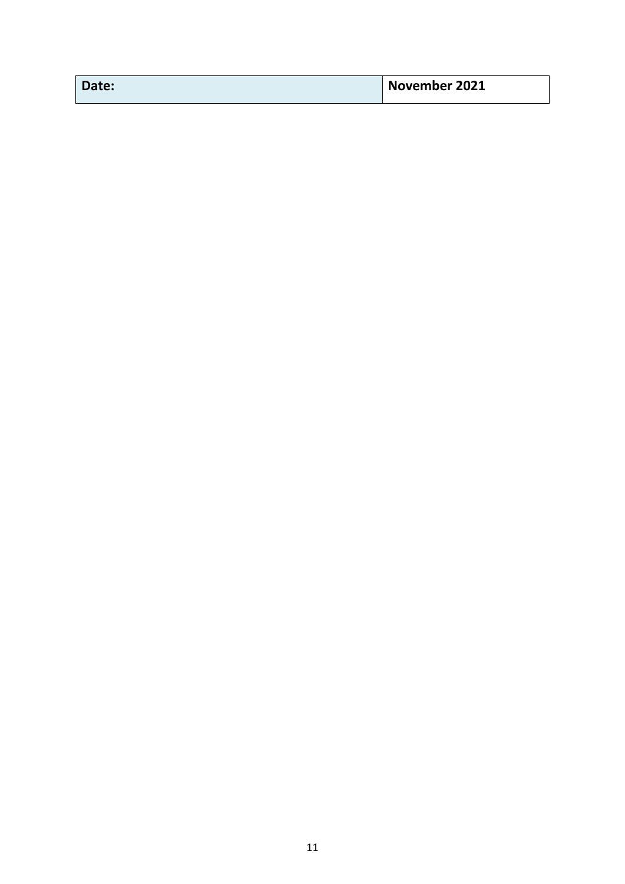| | |
|---|---|
| **Date:** | **November 2021** |